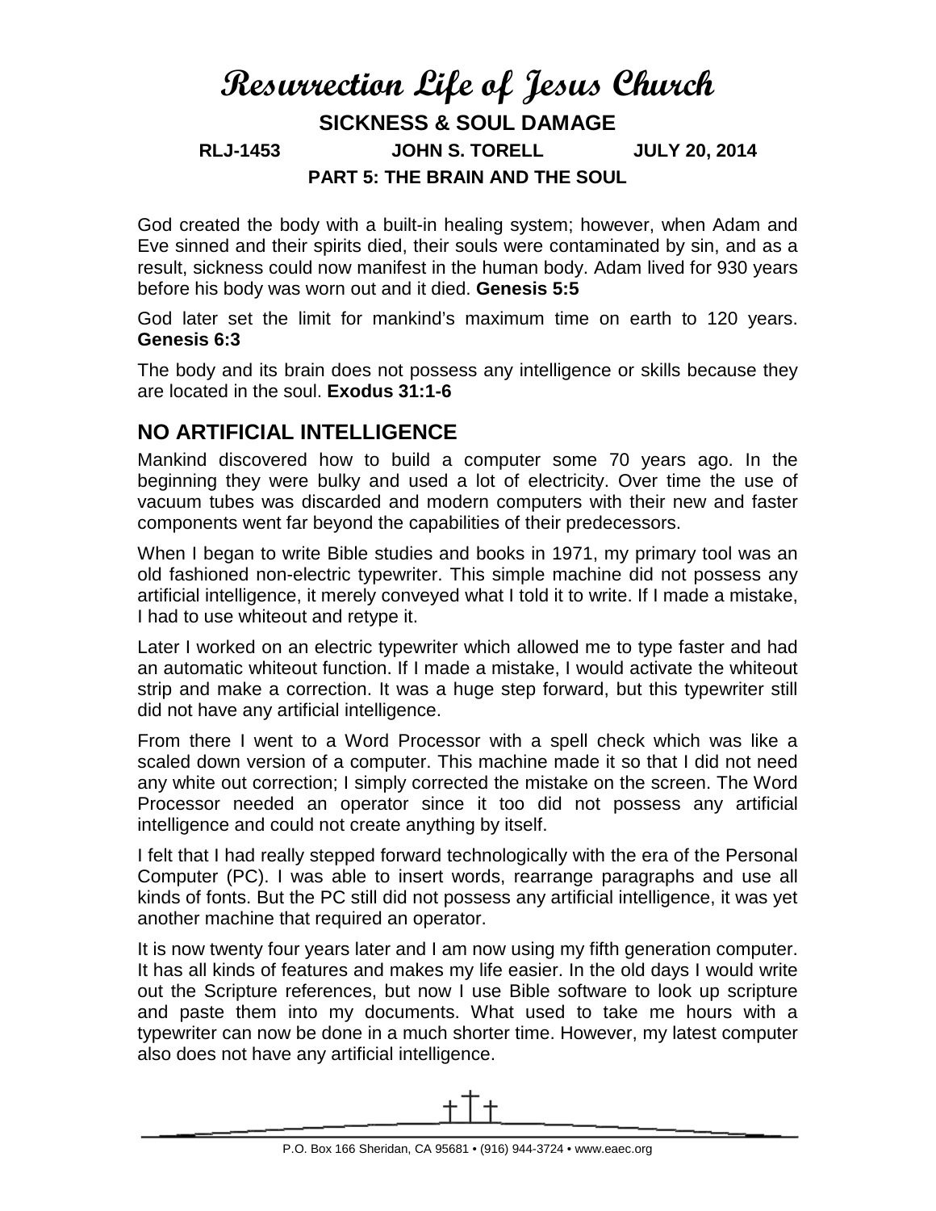# Resurrection Life of Jesus Church

## SICKNESS & SOUL DAMAGE

**RLJ-1453 JOHN S. TORELL JULY 20, 2014**

### PART 5: THE BRAIN AND THE SOUL

God created the body with a built-in healing system; however, when Adam and Eve sinned and their spirits died, their souls were contaminated by sin, and as a result, sickness could now manifest in the human body. Adam lived for 930 years before his body was worn out and it died. **Genesis 5:5**

God later set the limit for mankind's maximum time on earth to 120 years. **Genesis 6:3**

The body and its brain does not possess any intelligence or skills because they are located in the soul. **Exodus 31:1-6**

## NO ARTIFICIAL INTELLIGENCE

Mankind discovered how to build a computer some 70 years ago. In the beginning they were bulky and used a lot of electricity. Over time the use of vacuum tubes was discarded and modern computers with their new and faster components went far beyond the capabilities of their predecessors.

When I began to write Bible studies and books in 1971, my primary tool was an old fashioned non-electric typewriter. This simple machine did not possess any artificial intelligence, it merely conveyed what I told it to write. If I made a mistake, I had to use whiteout and retype it.

Later I worked on an electric typewriter which allowed me to type faster and had an automatic whiteout function. If I made a mistake, I would activate the whiteout strip and make a correction. It was a huge step forward, but this typewriter still did not have any artificial intelligence.

From there I went to a Word Processor with a spell check which was like a scaled down version of a computer. This machine made it so that I did not need any white out correction; I simply corrected the mistake on the screen. The Word Processor needed an operator since it too did not possess any artificial intelligence and could not create anything by itself.

I felt that I had really stepped forward technologically with the era of the Personal Computer (PC). I was able to insert words, rearrange paragraphs and use all kinds of fonts. But the PC still did not possess any artificial intelligence, it was yet another machine that required an operator.

It is now twenty four years later and I am now using my fifth generation computer. It has all kinds of features and makes my life easier. In the old days I would write out the Scripture references, but now I use Bible software to look up scripture and paste them into my documents. What used to take me hours with a typewriter can now be done in a much shorter time. However, my latest computer also does not have any artificial intelligence.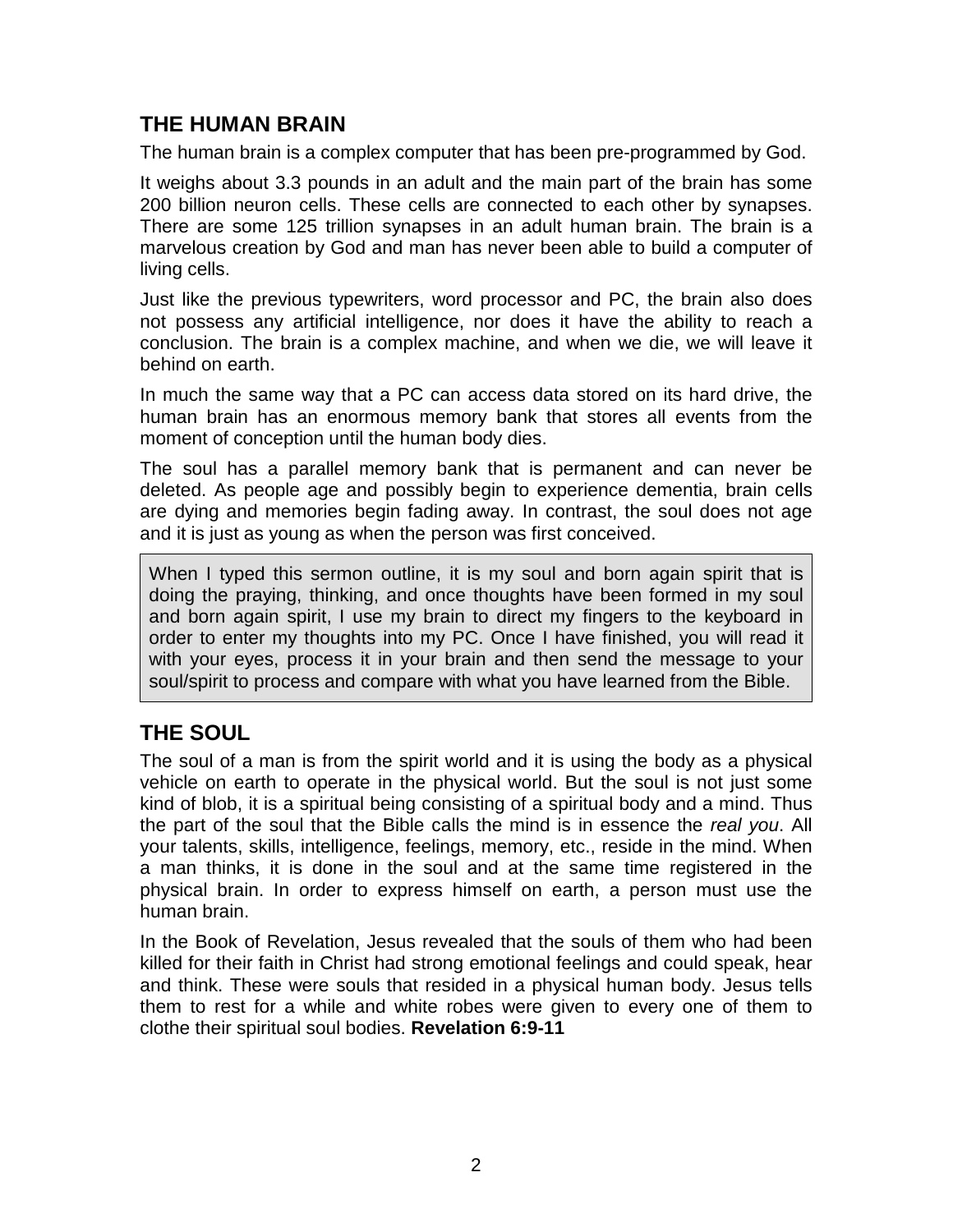## THE HUMAN BRAIN

The human brain is a complex computer that has been pre-programmed by God.

It weighs about 3.3 pounds in an adult and the main part of the brain has some 200 billion neuron cells. These cells are connected to each other by synapses. There are some 125 trillion synapses in an adult human brain. The brain is a marvelous creation by God and man has never been able to build a computer of living cells.

Just like the previous typewriters, word processor and PC, the brain also does not possess any artificial intelligence, nor does it have the ability to reach a conclusion. The brain is a complex machine, and when we die, we will leave it behind on earth.

In much the same way that a PC can access data stored on its hard drive, the human brain has an enormous memory bank that stores all events from the moment of conception until the human body dies.

The soul has a parallel memory bank that is permanent and can never be deleted. As people age and possibly begin to experience dementia, brain cells are dying and memories begin fading away. In contrast, the soul does not age and it is just as young as when the person was first conceived.

> When I typed this sermon outline, it is my soul and born again spirit that is doing the praying, thinking, and once thoughts have been formed in my soul and born again spirit, I use my brain to direct my fingers to the keyboard in order to enter my thoughts into my PC. Once I have finished, you will read it with your eyes, process it in your brain and then send the message to your soul/spirit to process and compare with what you have learned from the Bible.

## THE SOUL

The soul of a man is from the spirit world and it is using the body as a physical vehicle on earth to operate in the physical world. But the soul is not just some kind of blob, it is a spiritual being consisting of a spiritual body and a mind. Thus the part of the soul that the Bible calls the mind is in essence the *real you*. All your talents, skills, intelligence, feelings, memory, etc., reside in the mind. When a man thinks, it is done in the soul and at the same time registered in the physical brain. In order to express himself on earth, a person must use the human brain.

In the Book of Revelation, Jesus revealed that the souls of them who had been killed for their faith in Christ had strong emotional feelings and could speak, hear and think. These were souls that resided in a physical human body. Jesus tells them to rest for a while and white robes were given to every one of them to clothe their spiritual soul bodies. **Revelation 6:9-11**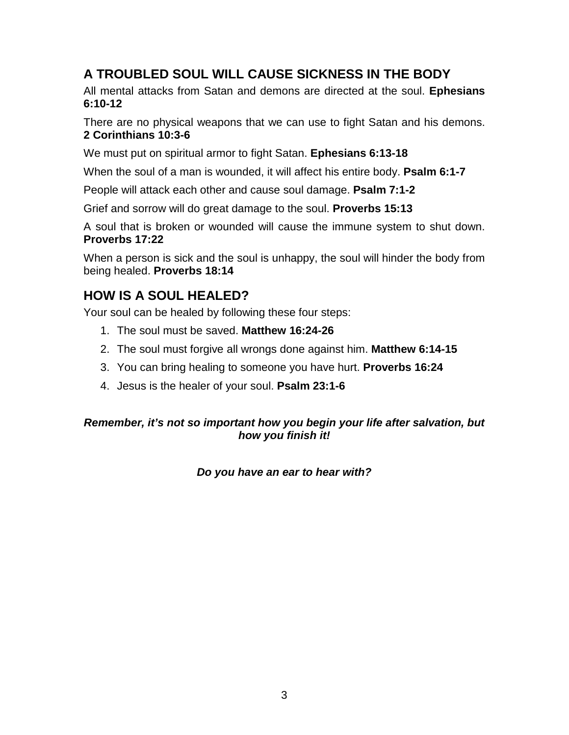## A TROUBLED SOUL WILL CAUSE SICKNESS IN THE BODY

All mental attacks from Satan and demons are directed at the soul. **Ephesians 6:10-12**

There are no physical weapons that we can use to fight Satan and his demons. **2 Corinthians 10:3-6**

We must put on spiritual armor to fight Satan. **Ephesians 6:13-18**

When the soul of a man is wounded, it will affect his entire body. **Psalm 6:1-7**

People will attack each other and cause soul damage. **Psalm 7:1-2**

Grief and sorrow will do great damage to the soul. **Proverbs 15:13**

A soul that is broken or wounded will cause the immune system to shut down. **Proverbs 17:22**

When a person is sick and the soul is unhappy, the soul will hinder the body from being healed. **Proverbs 18:14**

## HOW IS A SOUL HEALED?

Your soul can be healed by following these four steps:

1. The soul must be saved. **Matthew 16:24-26**
2. The soul must forgive all wrongs done against him. **Matthew 6:14-15**
3. You can bring healing to someone you have hurt. **Proverbs 16:24**
4. Jesus is the healer of your soul. **Psalm 23:1-6**

***Remember, it's not so important how you begin your life after salvation, but how you finish it!***

***Do you have an ear to hear with?***